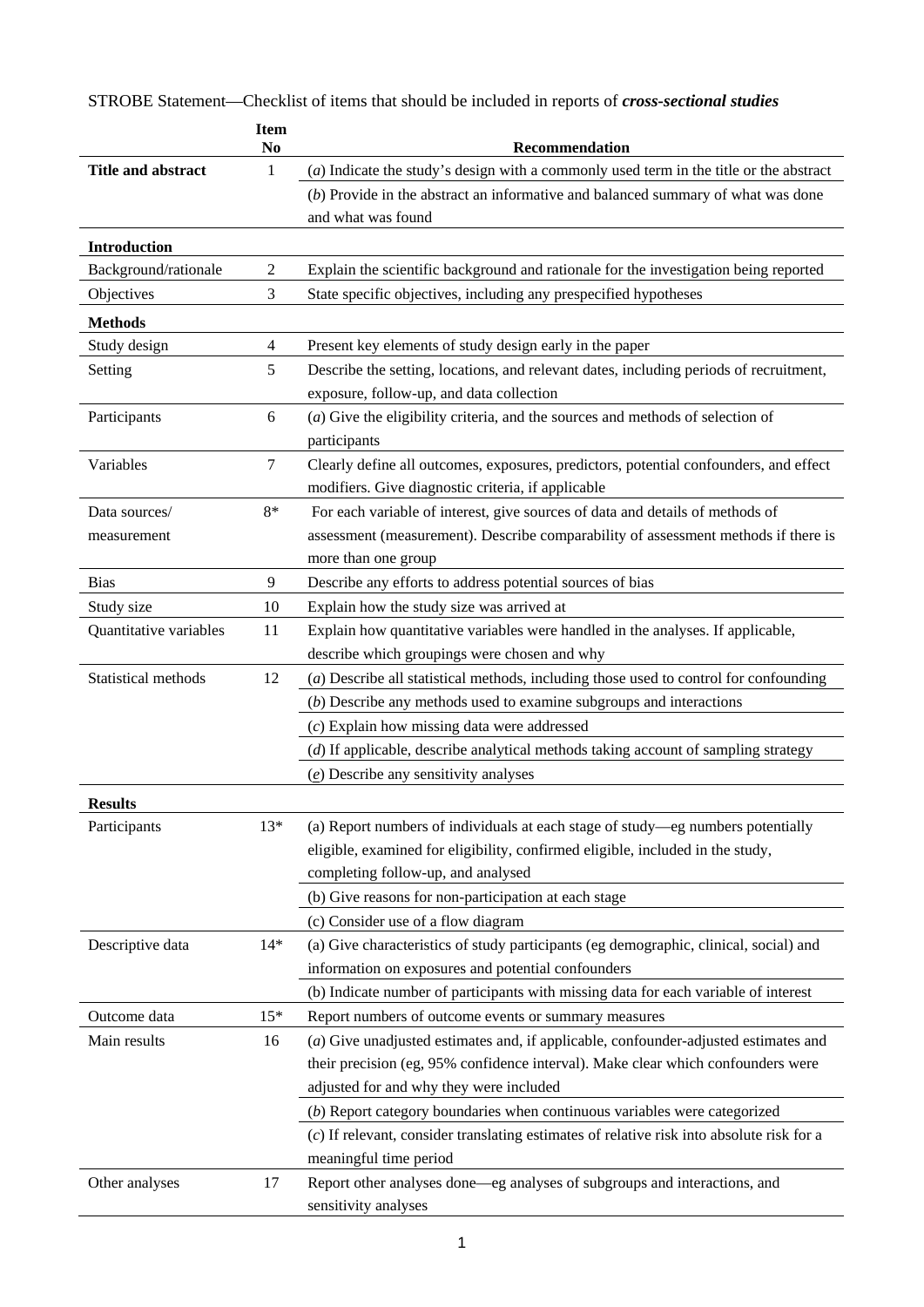STROBE Statement—Checklist of items that should be included in reports of ***cross-sectional studies***

| | Item No | Recommendation |
|---|---|---|
| **Title and abstract** | 1 | (*a*) Indicate the study's design with a commonly used term in the title or the abstract |
| | | (*b*) Provide in the abstract an informative and balanced summary of what was done and what was found |
| **Introduction** | | |
| Background/rationale | 2 | Explain the scientific background and rationale for the investigation being reported |
| Objectives | 3 | State specific objectives, including any prespecified hypotheses |
| **Methods** | | |
| Study design | 4 | Present key elements of study design early in the paper |
| Setting | 5 | Describe the setting, locations, and relevant dates, including periods of recruitment, exposure, follow-up, and data collection |
| Participants | 6 | (*a*) Give the eligibility criteria, and the sources and methods of selection of participants |
| Variables | 7 | Clearly define all outcomes, exposures, predictors, potential confounders, and effect modifiers. Give diagnostic criteria, if applicable |
| Data sources/ measurement | 8* | For each variable of interest, give sources of data and details of methods of assessment (measurement). Describe comparability of assessment methods if there is more than one group |
| Bias | 9 | Describe any efforts to address potential sources of bias |
| Study size | 10 | Explain how the study size was arrived at |
| Quantitative variables | 11 | Explain how quantitative variables were handled in the analyses. If applicable, describe which groupings were chosen and why |
| Statistical methods | 12 | (*a*) Describe all statistical methods, including those used to control for confounding |
| | | (*b*) Describe any methods used to examine subgroups and interactions |
| | | (*c*) Explain how missing data were addressed |
| | | (*d*) If applicable, describe analytical methods taking account of sampling strategy |
| | | (*e*) Describe any sensitivity analyses |
| **Results** | | |
| Participants | 13* | (a) Report numbers of individuals at each stage of study—eg numbers potentially eligible, examined for eligibility, confirmed eligible, included in the study, completing follow-up, and analysed |
| | | (b) Give reasons for non-participation at each stage |
| | | (c) Consider use of a flow diagram |
| Descriptive data | 14* | (a) Give characteristics of study participants (eg demographic, clinical, social) and information on exposures and potential confounders |
| | | (b) Indicate number of participants with missing data for each variable of interest |
| Outcome data | 15* | Report numbers of outcome events or summary measures |
| Main results | 16 | (*a*) Give unadjusted estimates and, if applicable, confounder-adjusted estimates and their precision (eg, 95% confidence interval). Make clear which confounders were adjusted for and why they were included |
| | | (*b*) Report category boundaries when continuous variables were categorized |
| | | (*c*) If relevant, consider translating estimates of relative risk into absolute risk for a meaningful time period |
| Other analyses | 17 | Report other analyses done—eg analyses of subgroups and interactions, and sensitivity analyses |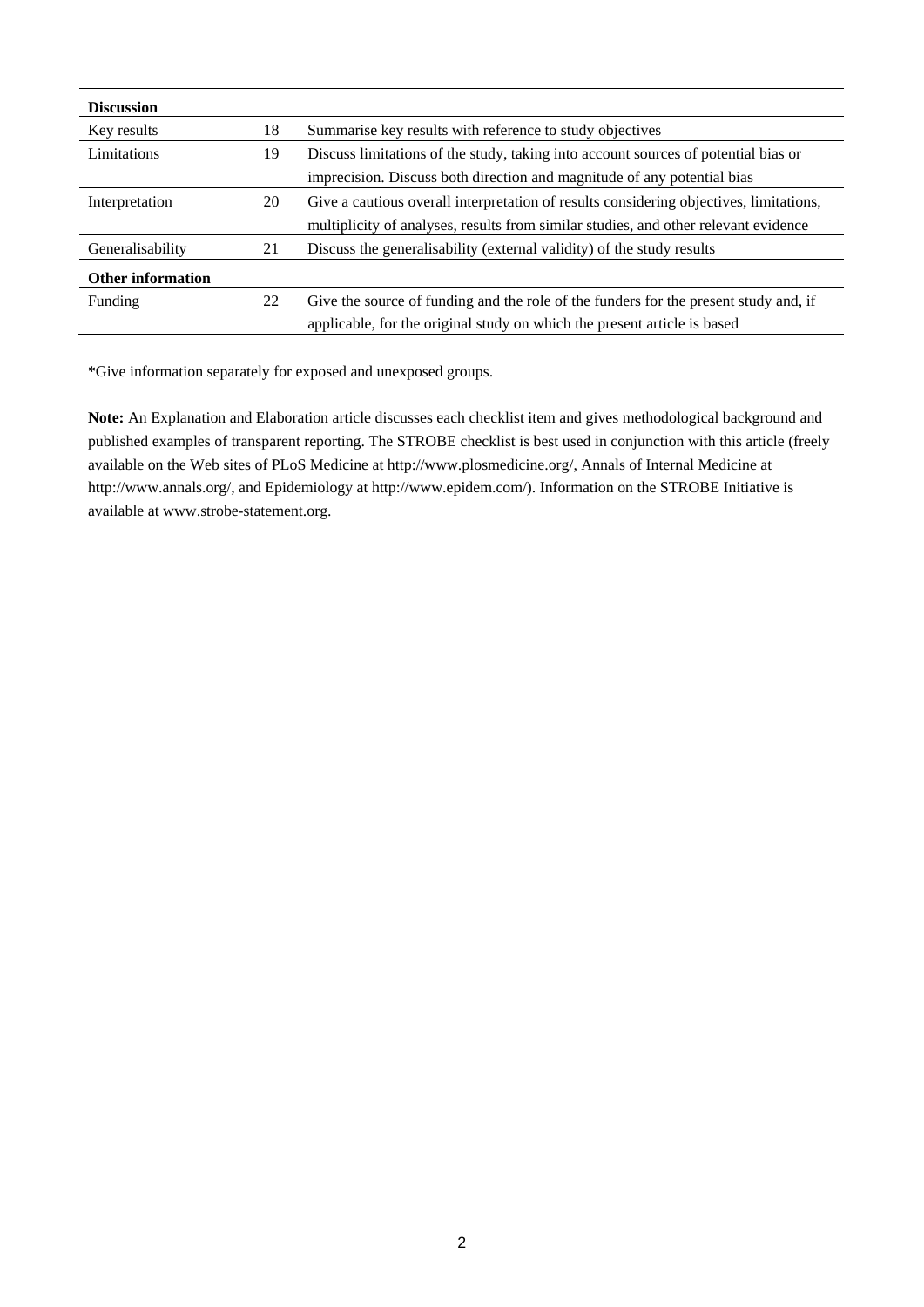| | | |
|---|---|---|
| **Discussion** | | |
| Key results | 18 | Summarise key results with reference to study objectives |
| Limitations | 19 | Discuss limitations of the study, taking into account sources of potential bias or imprecision. Discuss both direction and magnitude of any potential bias |
| Interpretation | 20 | Give a cautious overall interpretation of results considering objectives, limitations, multiplicity of analyses, results from similar studies, and other relevant evidence |
| Generalisability | 21 | Discuss the generalisability (external validity) of the study results |
| **Other information** | | |
| Funding | 22 | Give the source of funding and the role of the funders for the present study and, if applicable, for the original study on which the present article is based |

*Give information separately for exposed and unexposed groups.

**Note:** An Explanation and Elaboration article discusses each checklist item and gives methodological background and published examples of transparent reporting. The STROBE checklist is best used in conjunction with this article (freely available on the Web sites of PLoS Medicine at http://www.plosmedicine.org/, Annals of Internal Medicine at http://www.annals.org/, and Epidemiology at http://www.epidem.com/). Information on the STROBE Initiative is available at www.strobe-statement.org.